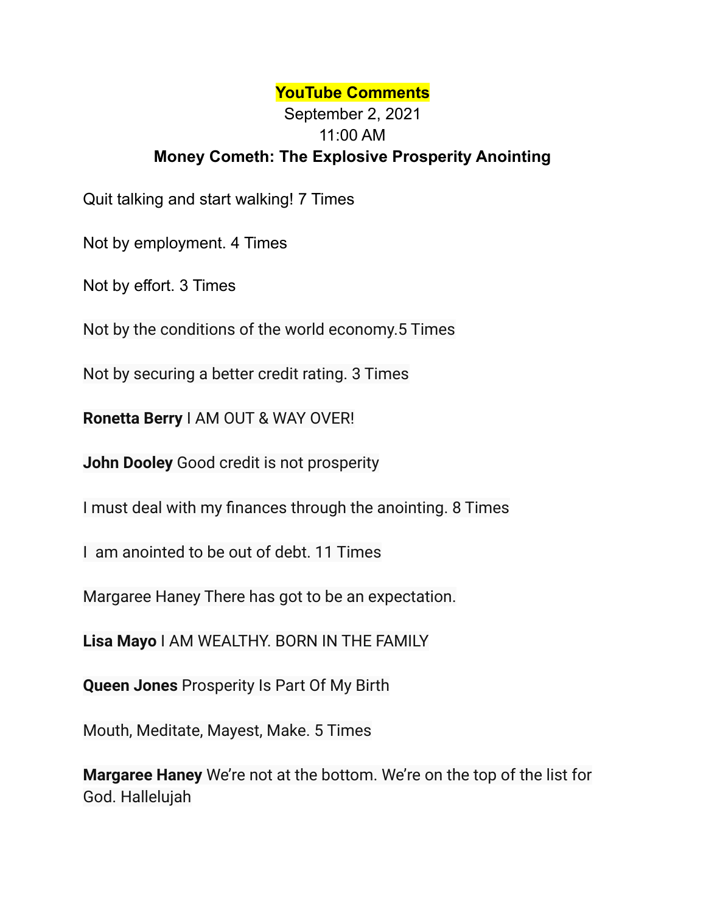**YouTube Comments**

September 2, 2021

11:00 AM

**Money Cometh: The Explosive Prosperity Anointing**

Quit talking and start walking! 7 Times

Not by employment. 4 Times

Not by effort. 3 Times

Not by the conditions of the world economy.5 Times

Not by securing a better credit rating. 3 Times

**Ronetta Berry** I AM OUT & WAY OVER!

**John Dooley** Good credit is not prosperity

I must deal with my finances through the anointing. 8 Times

I  am anointed to be out of debt. 11 Times

Margaree Haney There has got to be an expectation.

**Lisa Mayo** I AM WEALTHY. BORN IN THE FAMILY

**Queen Jones** Prosperity Is Part Of My Birth

Mouth, Meditate, Mayest, Make. 5 Times

**Margaree Haney** We're not at the bottom. We're on the top of the list for God. Hallelujah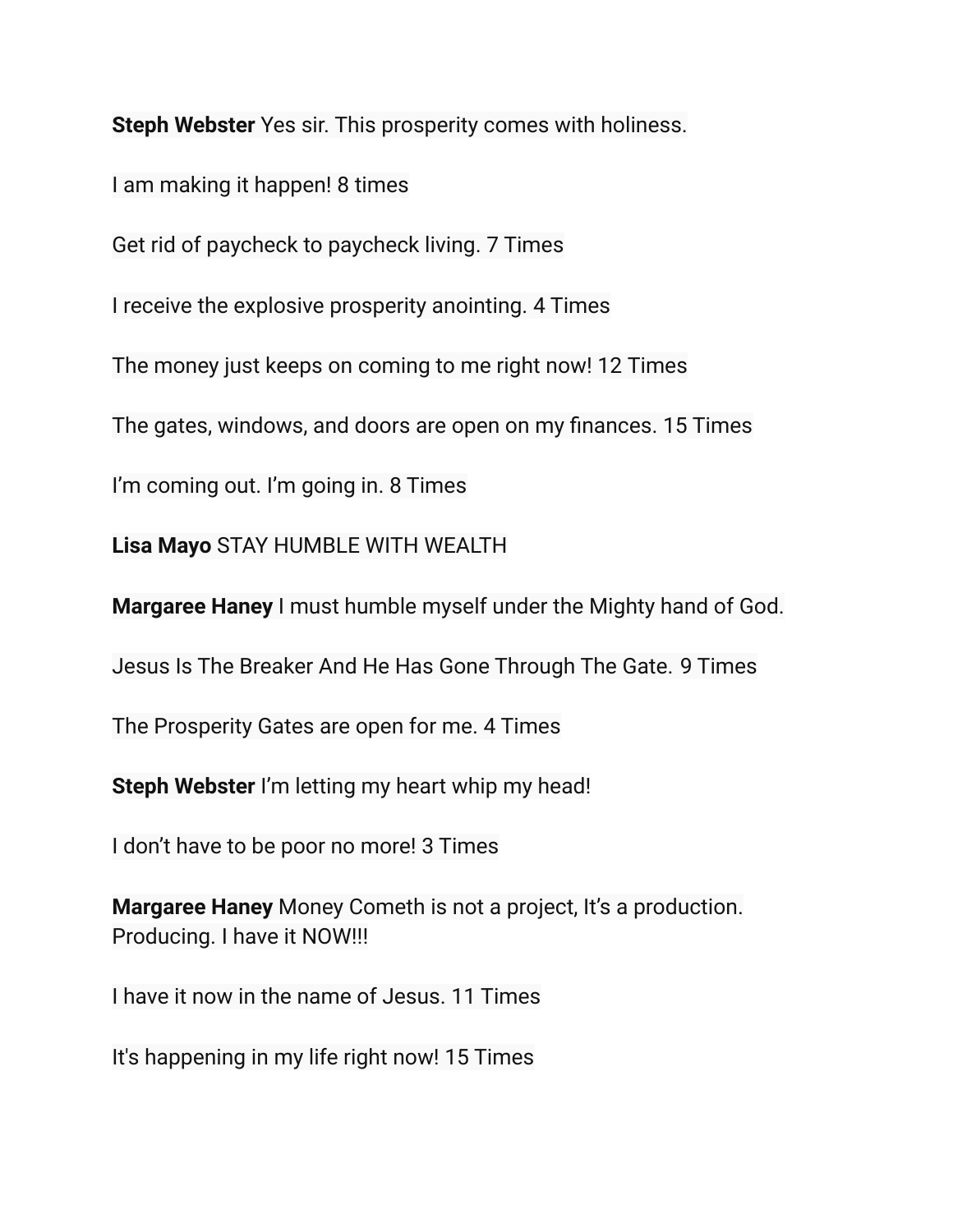**Steph Webster** Yes sir. This prosperity comes with holiness.

I am making it happen! 8 times

Get rid of paycheck to paycheck living. 7 Times

I receive the explosive prosperity anointing. 4 Times

The money just keeps on coming to me right now! 12 Times

The gates, windows, and doors are open on my finances. 15 Times

I'm coming out. I'm going in. 8 Times

**Lisa Mayo** STAY HUMBLE WITH WEALTH

**Margaree Haney** I must humble myself under the Mighty hand of God.

Jesus Is The Breaker And He Has Gone Through The Gate. 9 Times

The Prosperity Gates are open for me. 4 Times

**Steph Webster** I'm letting my heart whip my head!

I don't have to be poor no more! 3 Times

**Margaree Haney** Money Cometh is not a project, It's a production. Producing. I have it NOW!!!

I have it now in the name of Jesus. 11 Times

It's happening in my life right now! 15 Times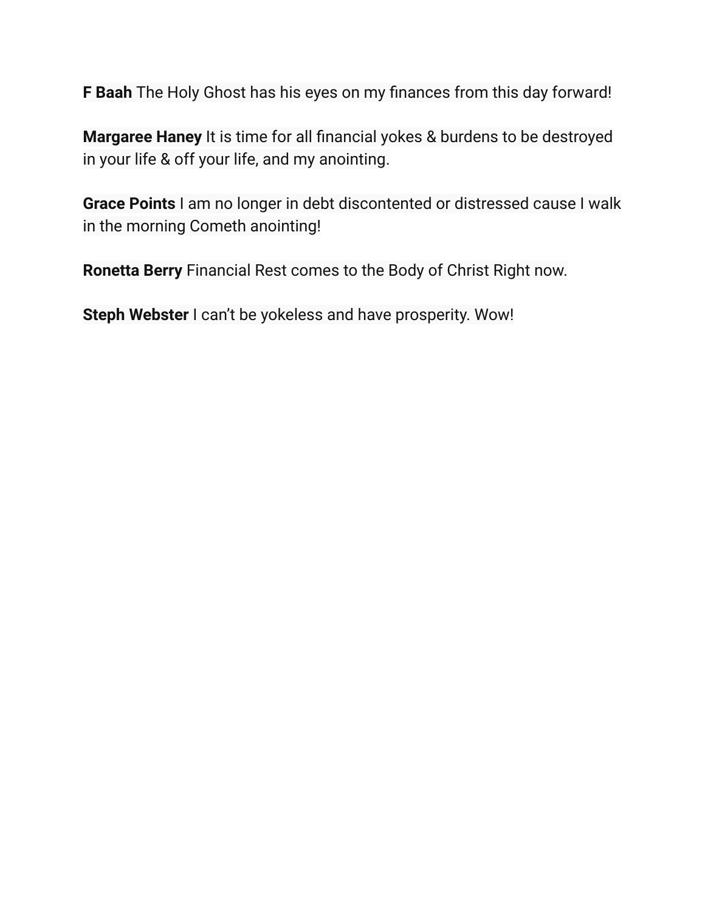**F Baah** The Holy Ghost has his eyes on my finances from this day forward!

**Margaree Haney** It is time for all financial yokes & burdens to be destroyed in your life & off your life, and my anointing.

**Grace Points** I am no longer in debt discontented or distressed cause I walk in the morning Cometh anointing!

**Ronetta Berry** Financial Rest comes to the Body of Christ Right now.

**Steph Webster** I can't be yokeless and have prosperity. Wow!